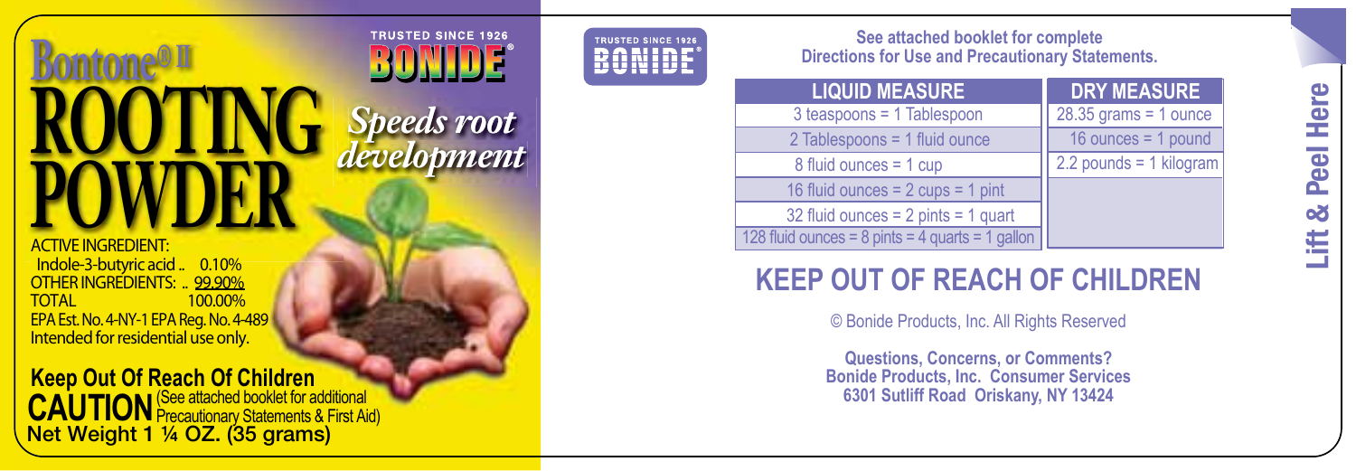# Bontone® II

# ROOTING POWDER

TRUSTED SINCE 1926

**BONIDE®**

*Speeds root development*

ACTIVE INGREDIENT:
Indole-3-butyric acid .. 0.10%
OTHER INGREDIENTS: .. 99.90%
TOTAL 100.00%
EPA Est. No. 4-NY-1 EPA Reg. No. 4-489
Intended for residential use only.

**Keep Out Of Reach Of Children**

**CAUTION** (See attached booklet for additional Precautionary Statements & First Aid)

**Net Weight 1 ¼ OZ. (35 grams)**

TRUSTED SINCE 1926

**BONIDE®**

**See attached booklet for complete Directions for Use and Precautionary Statements.**

| LIQUID MEASURE |
|---|
| 3 teaspoons = 1 Tablespoon |
| 2 Tablespoons = 1 fluid ounce |
| 8 fluid ounces = 1 cup |
| 16 fluid ounces = 2 cups = 1 pint |
| 32 fluid ounces = 2 pints = 1 quart |
| 128 fluid ounces = 8 pints = 4 quarts = 1 gallon |

| DRY MEASURE |
|---|
| 28.35 grams = 1 ounce |
| 16 ounces = 1 pound |
| 2.2 pounds = 1 kilogram |

## KEEP OUT OF REACH OF CHILDREN

© Bonide Products, Inc. All Rights Reserved

**Questions, Concerns, or Comments?**
**Bonide Products, Inc. Consumer Services**
**6301 Sutliff Road Oriskany, NY 13424**

**Lift & Peel Here**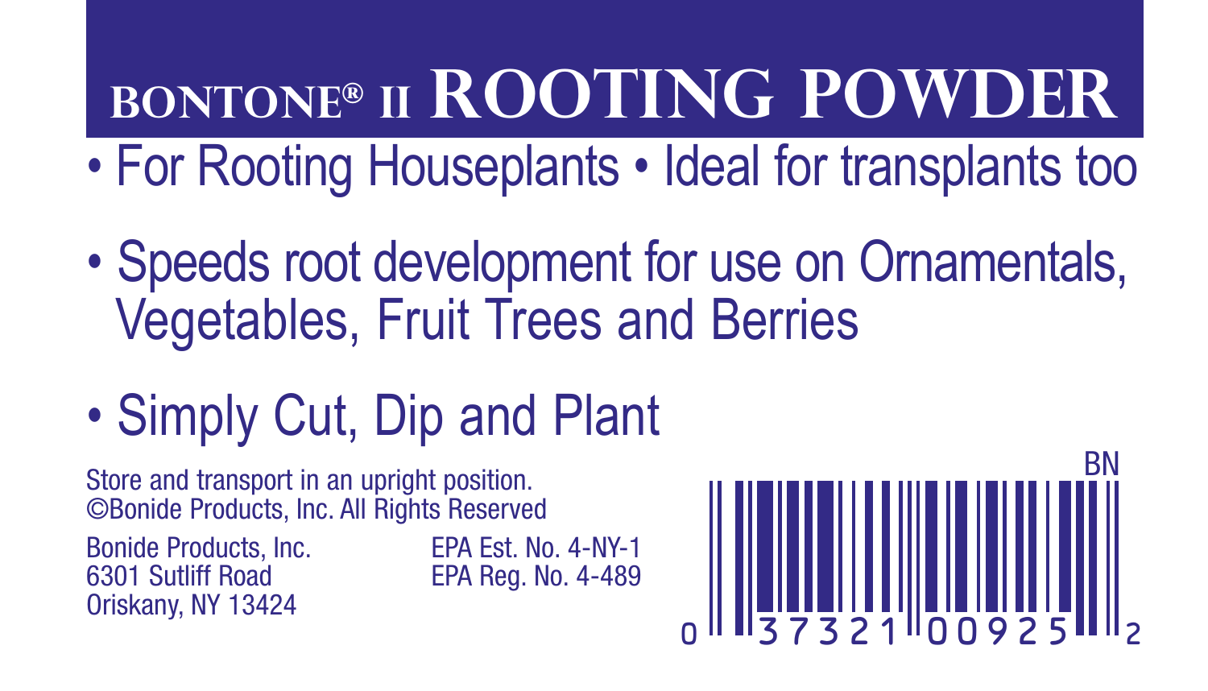# BONTONE® II ROOTING POWDER

- For Rooting Houseplants • Ideal for transplants too
- Speeds root development for use on Ornamentals, Vegetables, Fruit Trees and Berries
- Simply Cut, Dip and Plant

Store and transport in an upright position.
©Bonide Products, Inc. All Rights Reserved

Bonide Products, Inc.
6301 Sutliff Road
Oriskany, NY 13424

EPA Est. No. 4-NY-1
EPA Reg. No. 4-489

BN

0 37321 00925 2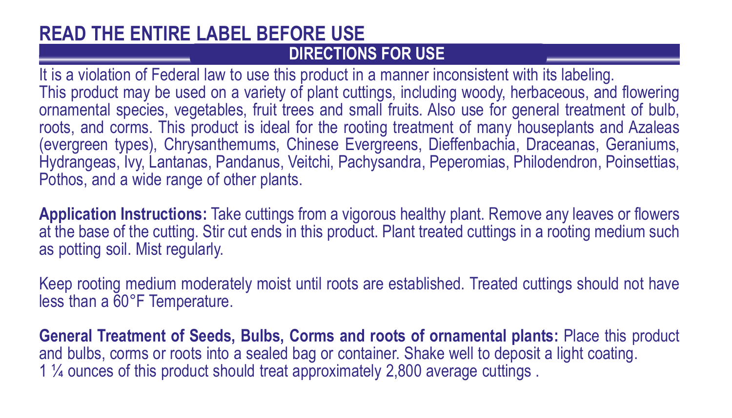# READ THE ENTIRE LABEL BEFORE USE

## DIRECTIONS FOR USE

It is a violation of Federal law to use this product in a manner inconsistent with its labeling.
This product may be used on a variety of plant cuttings, including woody, herbaceous, and flowering ornamental species, vegetables, fruit trees and small fruits. Also use for general treatment of bulb, roots, and corms. This product is ideal for the rooting treatment of many houseplants and Azaleas (evergreen types), Chrysanthemums, Chinese Evergreens, Dieffenbachia, Draceanas, Geraniums, Hydrangeas, Ivy, Lantanas, Pandanus, Veitchi, Pachysandra, Peperomias, Philodendron, Poinsettias, Pothos, and a wide range of other plants.

**Application Instructions:** Take cuttings from a vigorous healthy plant. Remove any leaves or flowers at the base of the cutting. Stir cut ends in this product. Plant treated cuttings in a rooting medium such as potting soil. Mist regularly.

Keep rooting medium moderately moist until roots are established. Treated cuttings should not have less than a 60°F Temperature.

**General Treatment of Seeds, Bulbs, Corms and roots of ornamental plants:** Place this product and bulbs, corms or roots into a sealed bag or container. Shake well to deposit a light coating.
1 ¼ ounces of this product should treat approximately 2,800 average cuttings .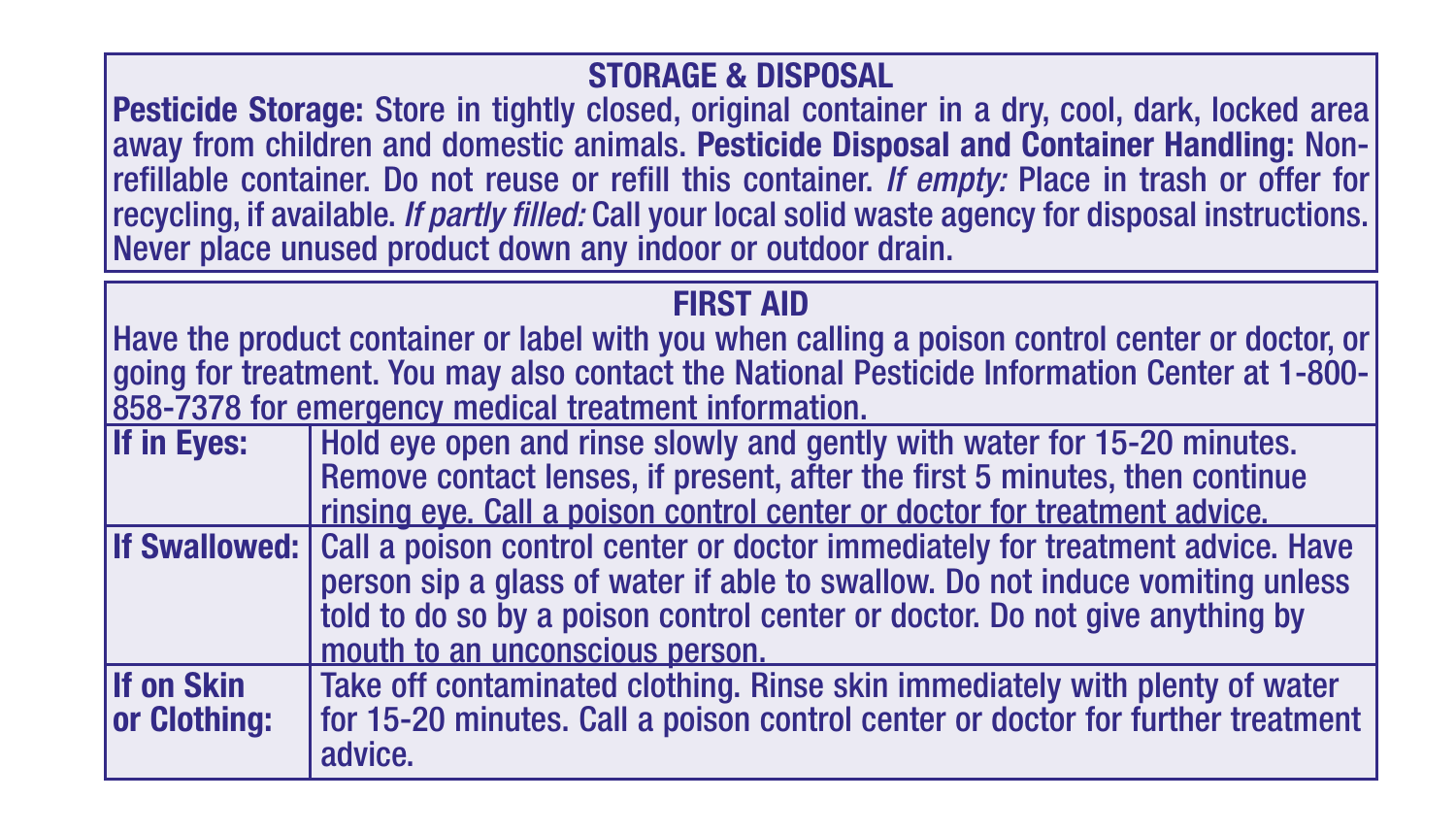## STORAGE & DISPOSAL

**Pesticide Storage:** Store in tightly closed, original container in a dry, cool, dark, locked area away from children and domestic animals. **Pesticide Disposal and Container Handling:** Non-refillable container. Do not reuse or refill this container. *If empty:* Place in trash or offer for recycling, if available. *If partly filled:* Call your local solid waste agency for disposal instructions. Never place unused product down any indoor or outdoor drain.

## FIRST AID

Have the product container or label with you when calling a poison control center or doctor, or going for treatment. You may also contact the National Pesticide Information Center at 1-800-858-7378 for emergency medical treatment information.

| | |
|---|---|
| **If in Eyes:** | Hold eye open and rinse slowly and gently with water for 15-20 minutes. Remove contact lenses, if present, after the first 5 minutes, then continue rinsing eye. Call a poison control center or doctor for treatment advice. |
| **If Swallowed:** | Call a poison control center or doctor immediately for treatment advice. Have person sip a glass of water if able to swallow. Do not induce vomiting unless told to do so by a poison control center or doctor. Do not give anything by mouth to an unconscious person. |
| **If on Skin or Clothing:** | Take off contaminated clothing. Rinse skin immediately with plenty of water for 15-20 minutes. Call a poison control center or doctor for further treatment advice. |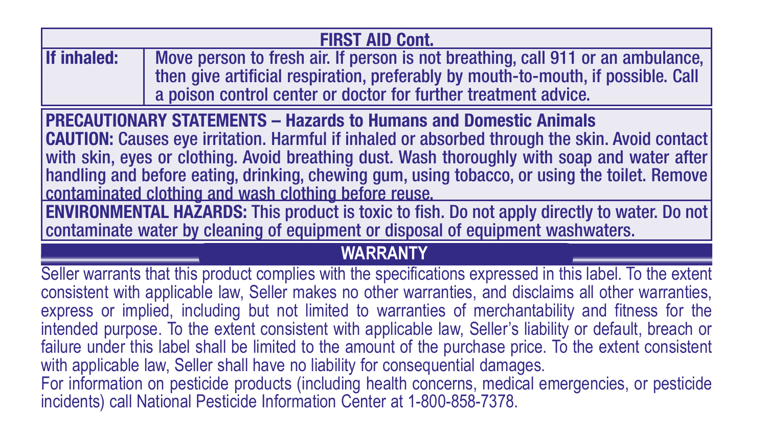**FIRST AID Cont.**

| | |
|---|---|
| **If inhaled:** | Move person to fresh air. If person is not breathing, call 911 or an ambulance, then give artificial respiration, preferably by mouth-to-mouth, if possible. Call a poison control center or doctor for further treatment advice. |

**PRECAUTIONARY STATEMENTS – Hazards to Humans and Domestic Animals**

**CAUTION:** Causes eye irritation. Harmful if inhaled or absorbed through the skin. Avoid contact with skin, eyes or clothing. Avoid breathing dust. Wash thoroughly with soap and water after handling and before eating, drinking, chewing gum, using tobacco, or using the toilet. Remove contaminated clothing and wash clothing before reuse.

**ENVIRONMENTAL HAZARDS:** This product is toxic to fish. Do not apply directly to water. Do not contaminate water by cleaning of equipment or disposal of equipment washwaters.

## WARRANTY

Seller warrants that this product complies with the specifications expressed in this label. To the extent consistent with applicable law, Seller makes no other warranties, and disclaims all other warranties, express or implied, including but not limited to warranties of merchantability and fitness for the intended purpose. To the extent consistent with applicable law, Seller's liability or default, breach or failure under this label shall be limited to the amount of the purchase price. To the extent consistent with applicable law, Seller shall have no liability for consequential damages.

For information on pesticide products (including health concerns, medical emergencies, or pesticide incidents) call National Pesticide Information Center at 1-800-858-7378.